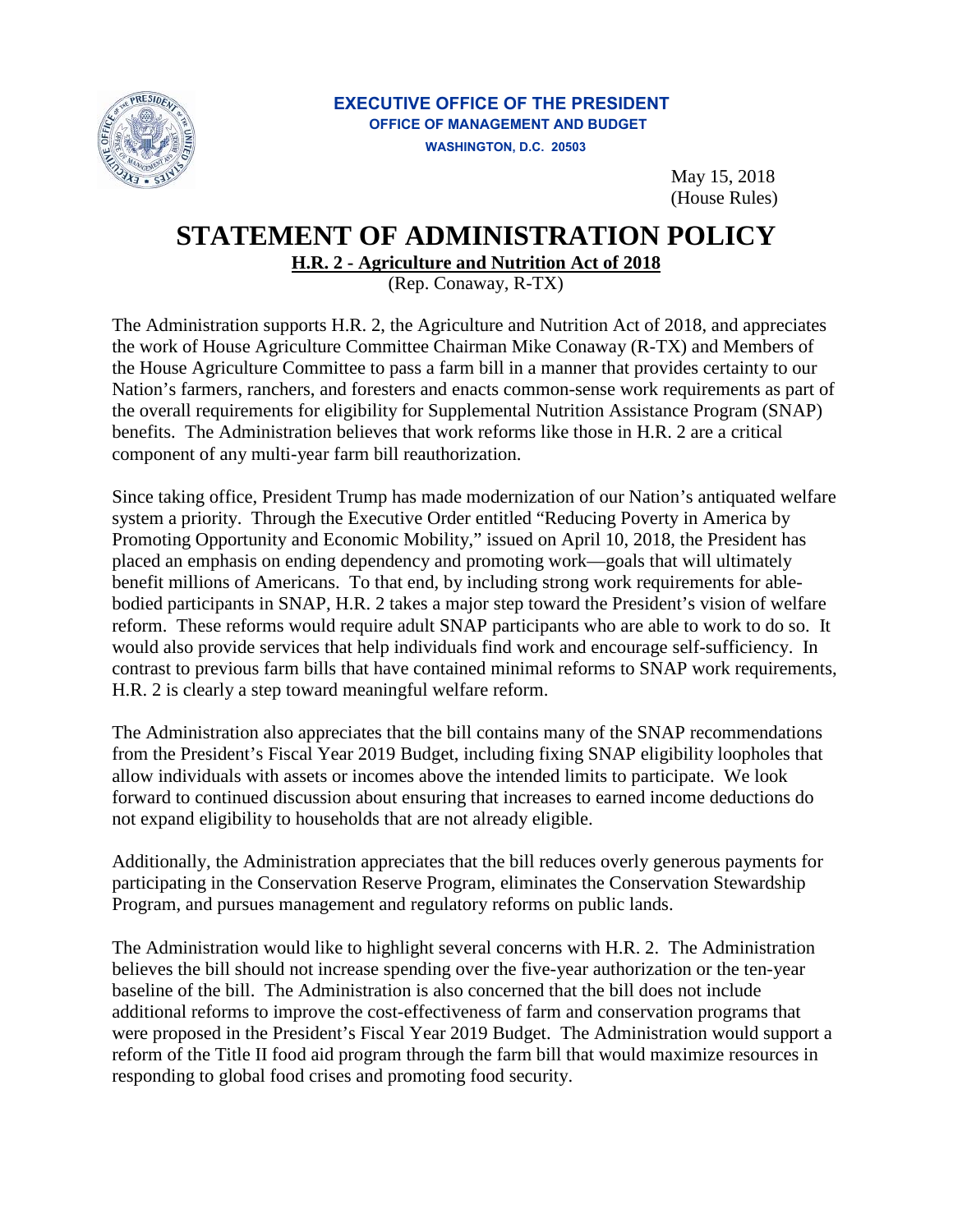**EXECUTIVE OFFICE OF THE PRESIDENT**
**OFFICE OF MANAGEMENT AND BUDGET**
**WASHINGTON, D.C. 20503**

May 15, 2018
(House Rules)

# STATEMENT OF ADMINISTRATION POLICY

**H.R. 2 - Agriculture and Nutrition Act of 2018**
(Rep. Conaway, R-TX)

The Administration supports H.R. 2, the Agriculture and Nutrition Act of 2018, and appreciates the work of House Agriculture Committee Chairman Mike Conaway (R-TX) and Members of the House Agriculture Committee to pass a farm bill in a manner that provides certainty to our Nation's farmers, ranchers, and foresters and enacts common-sense work requirements as part of the overall requirements for eligibility for Supplemental Nutrition Assistance Program (SNAP) benefits. The Administration believes that work reforms like those in H.R. 2 are a critical component of any multi-year farm bill reauthorization.

Since taking office, President Trump has made modernization of our Nation's antiquated welfare system a priority. Through the Executive Order entitled "Reducing Poverty in America by Promoting Opportunity and Economic Mobility," issued on April 10, 2018, the President has placed an emphasis on ending dependency and promoting work—goals that will ultimately benefit millions of Americans. To that end, by including strong work requirements for able-bodied participants in SNAP, H.R. 2 takes a major step toward the President's vision of welfare reform. These reforms would require adult SNAP participants who are able to work to do so. It would also provide services that help individuals find work and encourage self-sufficiency. In contrast to previous farm bills that have contained minimal reforms to SNAP work requirements, H.R. 2 is clearly a step toward meaningful welfare reform.

The Administration also appreciates that the bill contains many of the SNAP recommendations from the President's Fiscal Year 2019 Budget, including fixing SNAP eligibility loopholes that allow individuals with assets or incomes above the intended limits to participate. We look forward to continued discussion about ensuring that increases to earned income deductions do not expand eligibility to households that are not already eligible.

Additionally, the Administration appreciates that the bill reduces overly generous payments for participating in the Conservation Reserve Program, eliminates the Conservation Stewardship Program, and pursues management and regulatory reforms on public lands.

The Administration would like to highlight several concerns with H.R. 2. The Administration believes the bill should not increase spending over the five-year authorization or the ten-year baseline of the bill. The Administration is also concerned that the bill does not include additional reforms to improve the cost-effectiveness of farm and conservation programs that were proposed in the President's Fiscal Year 2019 Budget. The Administration would support a reform of the Title II food aid program through the farm bill that would maximize resources in responding to global food crises and promoting food security.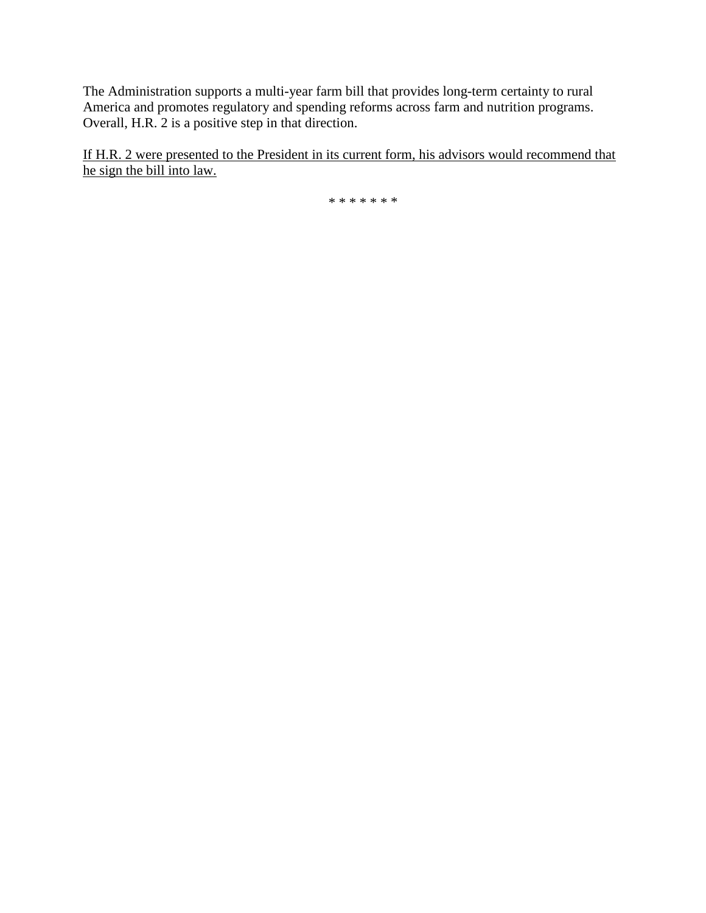The Administration supports a multi-year farm bill that provides long-term certainty to rural America and promotes regulatory and spending reforms across farm and nutrition programs. Overall, H.R. 2 is a positive step in that direction.

<u>If H.R. 2 were presented to the President in its current form, his advisors would recommend that he sign the bill into law.</u>

* * * * * * *